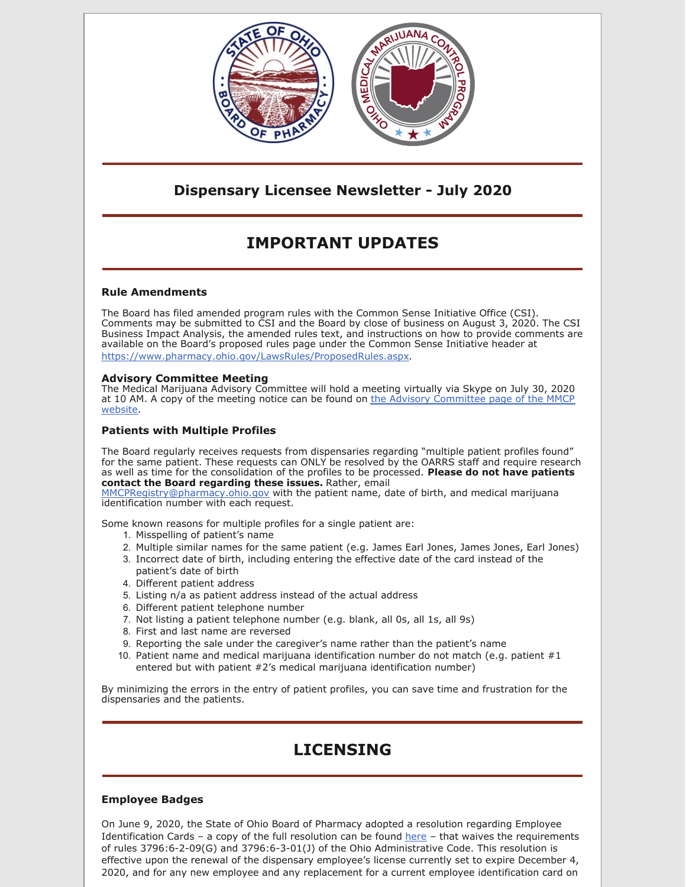## Dispensary Licensee Newsletter - July 2020

# IMPORTANT UPDATES

### Rule Amendments

The Board has filed amended program rules with the Common Sense Initiative Office (CSI). Comments may be submitted to CSI and the Board by close of business on August 3, 2020. The CSI Business Impact Analysis, the amended rules text, and instructions on how to provide comments are available on the Board's proposed rules page under the Common Sense Initiative header at https://www.pharmacy.ohio.gov/LawsRules/ProposedRules.aspx.

### Advisory Committee Meeting

The Medical Marijuana Advisory Committee will hold a meeting virtually via Skype on July 30, 2020 at 10 AM. A copy of the meeting notice can be found on the Advisory Committee page of the MMCP website.

### Patients with Multiple Profiles

The Board regularly receives requests from dispensaries regarding "multiple patient profiles found" for the same patient. These requests can ONLY be resolved by the OARRS staff and require research as well as time for the consolidation of the profiles to be processed. **Please do not have patients contact the Board regarding these issues.** Rather, email MMCPRegistry@pharmacy.ohio.gov with the patient name, date of birth, and medical marijuana identification number with each request.

Some known reasons for multiple profiles for a single patient are:

1. Misspelling of patient's name
2. Multiple similar names for the same patient (e.g. James Earl Jones, James Jones, Earl Jones)
3. Incorrect date of birth, including entering the effective date of the card instead of the patient's date of birth
4. Different patient address
5. Listing n/a as patient address instead of the actual address
6. Different patient telephone number
7. Not listing a patient telephone number (e.g. blank, all 0s, all 1s, all 9s)
8. First and last name are reversed
9. Reporting the sale under the caregiver's name rather than the patient's name
10. Patient name and medical marijuana identification number do not match (e.g. patient #1 entered but with patient #2's medical marijuana identification number)

By minimizing the errors in the entry of patient profiles, you can save time and frustration for the dispensaries and the patients.

# LICENSING

### Employee Badges

On June 9, 2020, the State of Ohio Board of Pharmacy adopted a resolution regarding Employee Identification Cards – a copy of the full resolution can be found here – that waives the requirements of rules 3796:6-2-09(G) and 3796:6-3-01(J) of the Ohio Administrative Code. This resolution is effective upon the renewal of the dispensary employee's license currently set to expire December 4, 2020, and for any new employee and any replacement for a current employee identification card on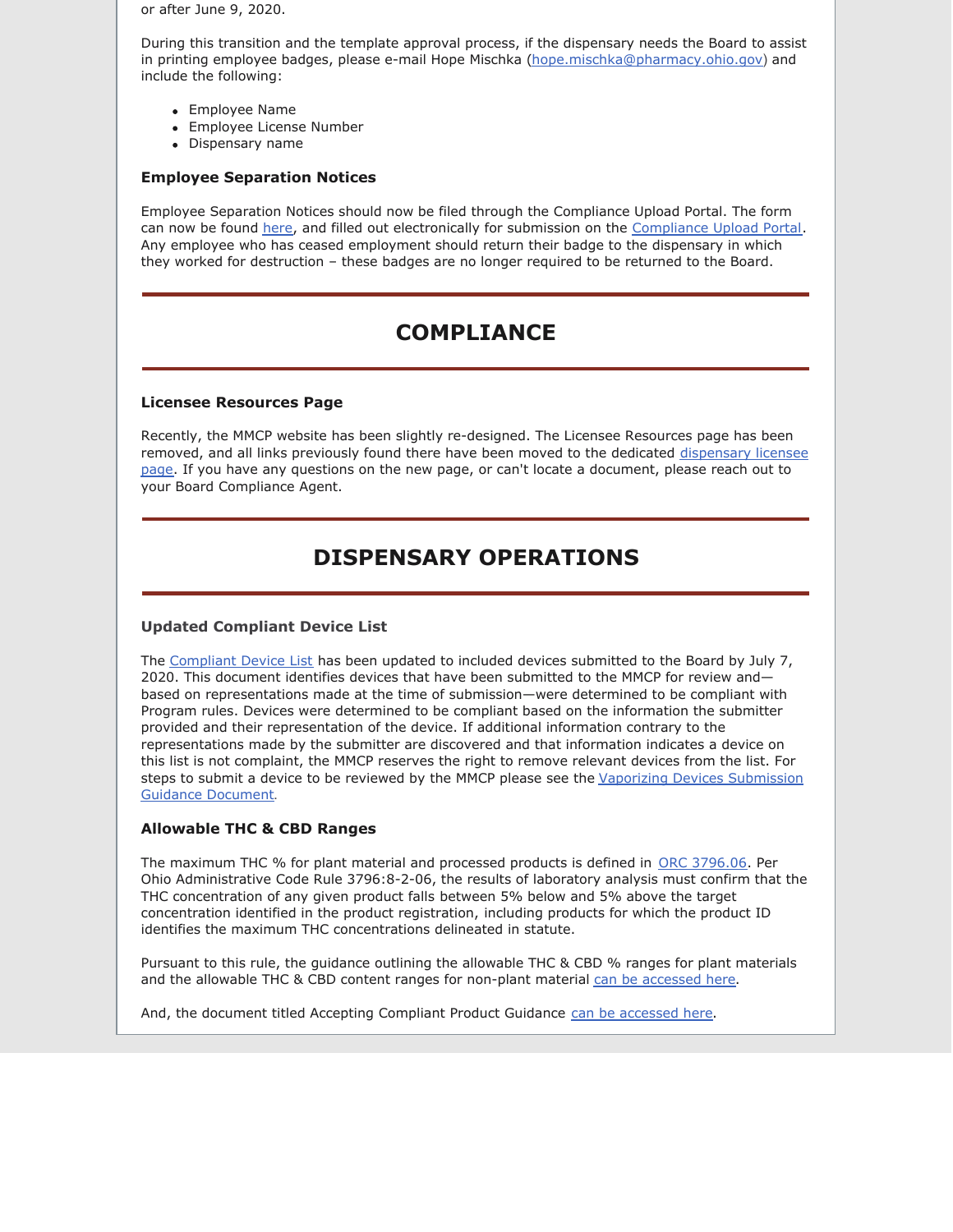or after June 9, 2020.

During this transition and the template approval process, if the dispensary needs the Board to assist in printing employee badges, please e-mail Hope Mischka (hope.mischka@pharmacy.ohio.gov) and include the following:

- Employee Name
- Employee License Number
- Dispensary name

### Employee Separation Notices

Employee Separation Notices should now be filed through the Compliance Upload Portal. The form can now be found here, and filled out electronically for submission on the Compliance Upload Portal. Any employee who has ceased employment should return their badge to the dispensary in which they worked for destruction – these badges are no longer required to be returned to the Board.

## COMPLIANCE

### Licensee Resources Page

Recently, the MMCP website has been slightly re-designed. The Licensee Resources page has been removed, and all links previously found there have been moved to the dedicated dispensary licensee page. If you have any questions on the new page, or can't locate a document, please reach out to your Board Compliance Agent.

## DISPENSARY OPERATIONS

### Updated Compliant Device List

The Compliant Device List has been updated to included devices submitted to the Board by July 7, 2020. This document identifies devices that have been submitted to the MMCP for review and—based on representations made at the time of submission—were determined to be compliant with Program rules. Devices were determined to be compliant based on the information the submitter provided and their representation of the device. If additional information contrary to the representations made by the submitter are discovered and that information indicates a device on this list is not complaint, the MMCP reserves the right to remove relevant devices from the list. For steps to submit a device to be reviewed by the MMCP please see the Vaporizing Devices Submission Guidance Document.

### Allowable THC & CBD Ranges

The maximum THC % for plant material and processed products is defined in ORC 3796.06. Per Ohio Administrative Code Rule 3796:8-2-06, the results of laboratory analysis must confirm that the THC concentration of any given product falls between 5% below and 5% above the target concentration identified in the product registration, including products for which the product ID identifies the maximum THC concentrations delineated in statute.

Pursuant to this rule, the guidance outlining the allowable THC & CBD % ranges for plant materials and the allowable THC & CBD content ranges for non-plant material can be accessed here.

And, the document titled Accepting Compliant Product Guidance can be accessed here.